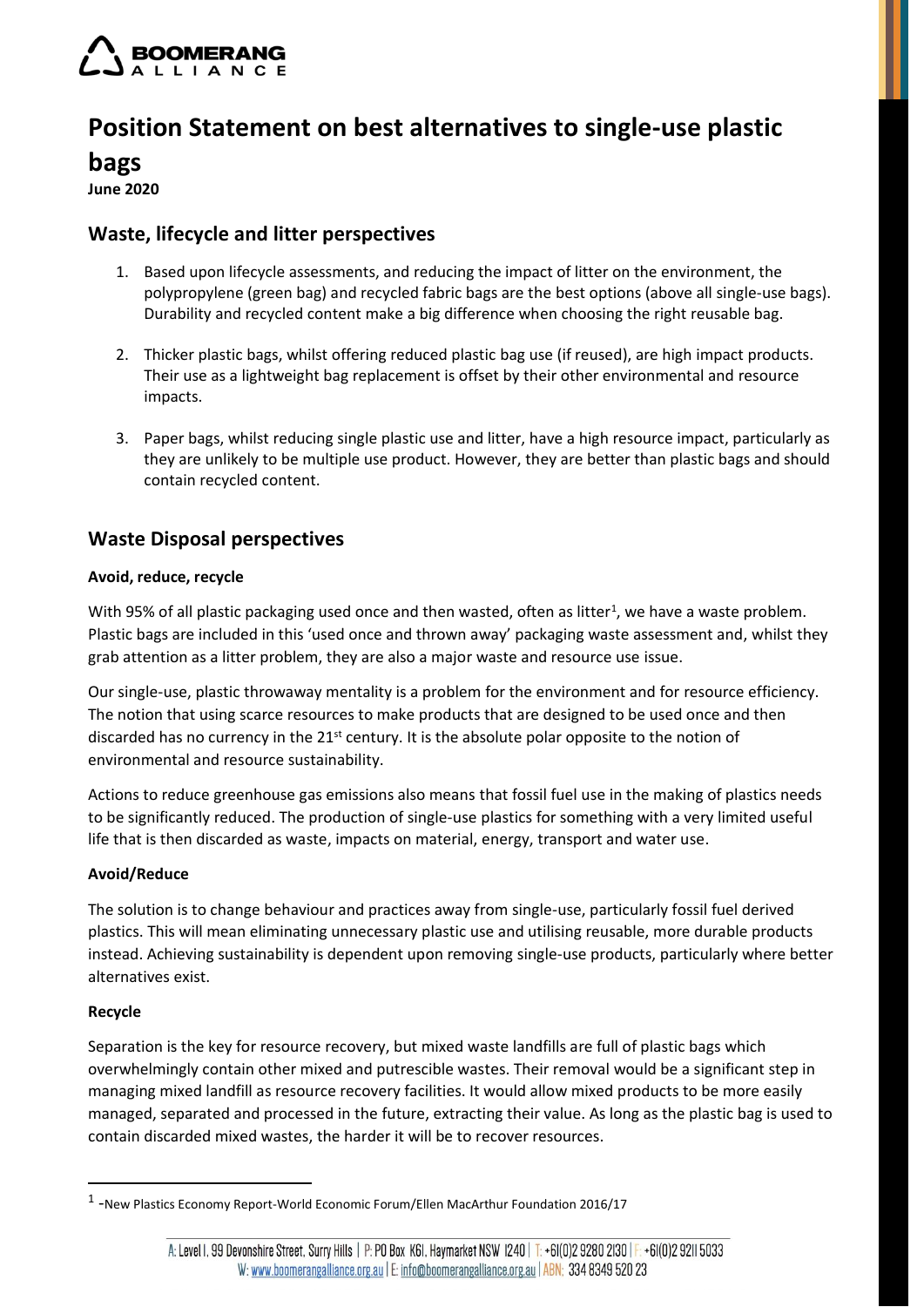# Position Statement on best alternatives to single-use plastic bags

**June 2020**

## Waste, lifecycle and litter perspectives

1. Based upon lifecycle assessments, and reducing the impact of litter on the environment, the polypropylene (green bag) and recycled fabric bags are the best options (above all single-use bags). Durability and recycled content make a big difference when choosing the right reusable bag.

2. Thicker plastic bags, whilst offering reduced plastic bag use (if reused), are high impact products. Their use as a lightweight bag replacement is offset by their other environmental and resource impacts.

3. Paper bags, whilst reducing single plastic use and litter, have a high resource impact, particularly as they are unlikely to be multiple use product. However, they are better than plastic bags and should contain recycled content.

## Waste Disposal perspectives

**Avoid, reduce, recycle**

With 95% of all plastic packaging used once and then wasted, often as litter[1], we have a waste problem. Plastic bags are included in this 'used once and thrown away' packaging waste assessment and, whilst they grab attention as a litter problem, they are also a major waste and resource use issue.

Our single-use, plastic throwaway mentality is a problem for the environment and for resource efficiency. The notion that using scarce resources to make products that are designed to be used once and then discarded has no currency in the 21st century. It is the absolute polar opposite to the notion of environmental and resource sustainability.

Actions to reduce greenhouse gas emissions also means that fossil fuel use in the making of plastics needs to be significantly reduced. The production of single-use plastics for something with a very limited useful life that is then discarded as waste, impacts on material, energy, transport and water use.

**Avoid/Reduce**

The solution is to change behaviour and practices away from single-use, particularly fossil fuel derived plastics. This will mean eliminating unnecessary plastic use and utilising reusable, more durable products instead. Achieving sustainability is dependent upon removing single-use products, particularly where better alternatives exist.

**Recycle**

Separation is the key for resource recovery, but mixed waste landfills are full of plastic bags which overwhelmingly contain other mixed and putrescible wastes. Their removal would be a significant step in managing mixed landfill as resource recovery facilities. It would allow mixed products to be more easily managed, separated and processed in the future, extracting their value. As long as the plastic bag is used to contain discarded mixed wastes, the harder it will be to recover resources.

---

[1] -New Plastics Economy Report-World Economic Forum/Ellen MacArthur Foundation 2016/17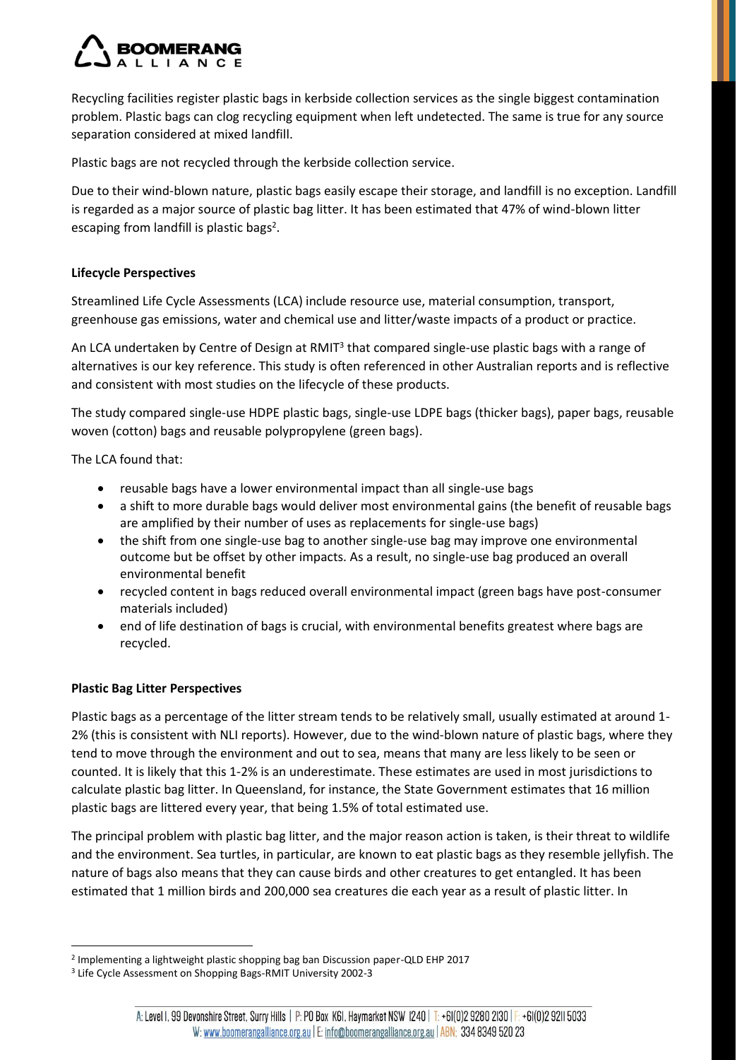Recycling facilities register plastic bags in kerbside collection services as the single biggest contamination problem. Plastic bags can clog recycling equipment when left undetected. The same is true for any source separation considered at mixed landfill.

Plastic bags are not recycled through the kerbside collection service.

Due to their wind-blown nature, plastic bags easily escape their storage, and landfill is no exception. Landfill is regarded as a major source of plastic bag litter. It has been estimated that 47% of wind-blown litter escaping from landfill is plastic bags[2].

**Lifecycle Perspectives**

Streamlined Life Cycle Assessments (LCA) include resource use, material consumption, transport, greenhouse gas emissions, water and chemical use and litter/waste impacts of a product or practice.

An LCA undertaken by Centre of Design at RMIT[3] that compared single-use plastic bags with a range of alternatives is our key reference. This study is often referenced in other Australian reports and is reflective and consistent with most studies on the lifecycle of these products.

The study compared single-use HDPE plastic bags, single-use LDPE bags (thicker bags), paper bags, reusable woven (cotton) bags and reusable polypropylene (green bags).

The LCA found that:

- reusable bags have a lower environmental impact than all single-use bags
- a shift to more durable bags would deliver most environmental gains (the benefit of reusable bags are amplified by their number of uses as replacements for single-use bags)
- the shift from one single-use bag to another single-use bag may improve one environmental outcome but be offset by other impacts. As a result, no single-use bag produced an overall environmental benefit
- recycled content in bags reduced overall environmental impact (green bags have post-consumer materials included)
- end of life destination of bags is crucial, with environmental benefits greatest where bags are recycled.

**Plastic Bag Litter Perspectives**

Plastic bags as a percentage of the litter stream tends to be relatively small, usually estimated at around 1-2% (this is consistent with NLI reports). However, due to the wind-blown nature of plastic bags, where they tend to move through the environment and out to sea, means that many are less likely to be seen or counted. It is likely that this 1-2% is an underestimate. These estimates are used in most jurisdictions to calculate plastic bag litter. In Queensland, for instance, the State Government estimates that 16 million plastic bags are littered every year, that being 1.5% of total estimated use.

The principal problem with plastic bag litter, and the major reason action is taken, is their threat to wildlife and the environment. Sea turtles, in particular, are known to eat plastic bags as they resemble jellyfish. The nature of bags also means that they can cause birds and other creatures to get entangled. It has been estimated that 1 million birds and 200,000 sea creatures die each year as a result of plastic litter. In

---

[2] Implementing a lightweight plastic shopping bag ban Discussion paper-QLD EHP 2017

[3] Life Cycle Assessment on Shopping Bags-RMIT University 2002-3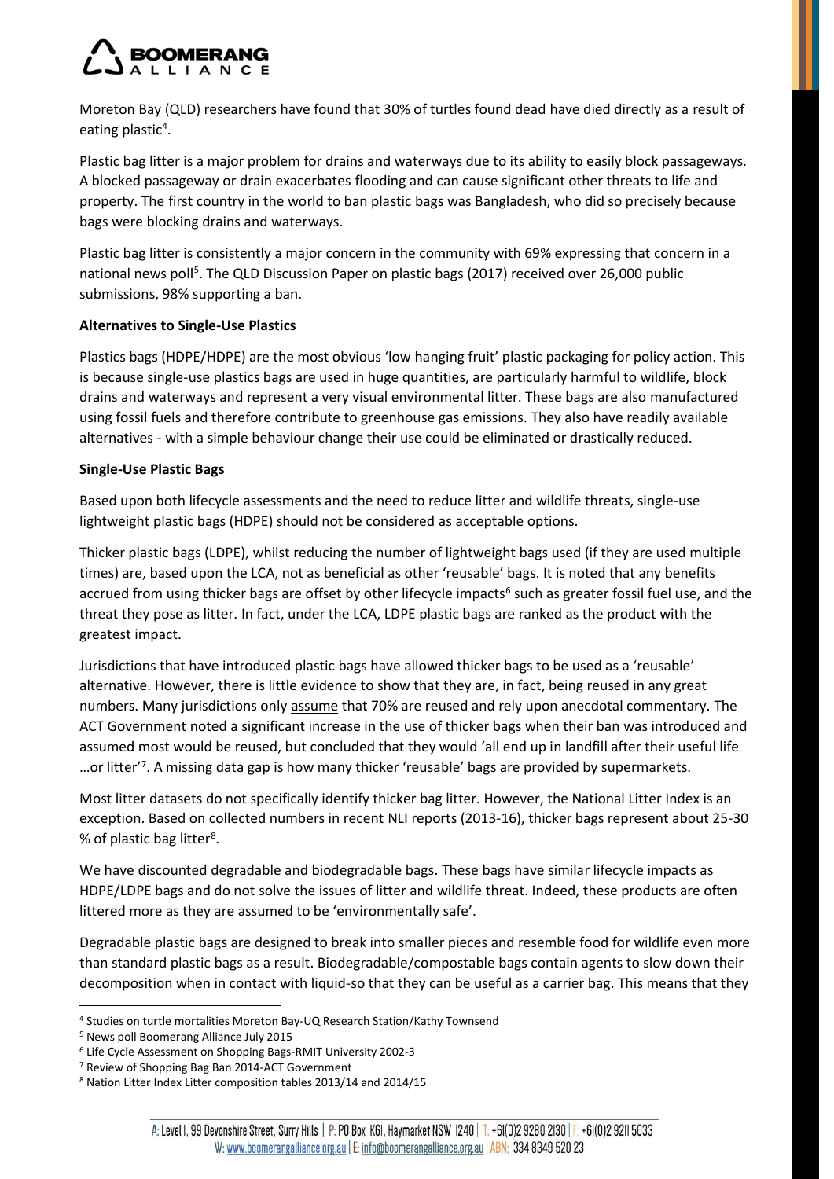Moreton Bay (QLD) researchers have found that 30% of turtles found dead have died directly as a result of eating plastic[4].

Plastic bag litter is a major problem for drains and waterways due to its ability to easily block passageways. A blocked passageway or drain exacerbates flooding and can cause significant other threats to life and property. The first country in the world to ban plastic bags was Bangladesh, who did so precisely because bags were blocking drains and waterways.

Plastic bag litter is consistently a major concern in the community with 69% expressing that concern in a national news poll[5]. The QLD Discussion Paper on plastic bags (2017) received over 26,000 public submissions, 98% supporting a ban.

**Alternatives to Single-Use Plastics**

Plastics bags (HDPE/HDPE) are the most obvious 'low hanging fruit' plastic packaging for policy action. This is because single-use plastics bags are used in huge quantities, are particularly harmful to wildlife, block drains and waterways and represent a very visual environmental litter. These bags are also manufactured using fossil fuels and therefore contribute to greenhouse gas emissions. They also have readily available alternatives - with a simple behaviour change their use could be eliminated or drastically reduced.

**Single-Use Plastic Bags**

Based upon both lifecycle assessments and the need to reduce litter and wildlife threats, single-use lightweight plastic bags (HDPE) should not be considered as acceptable options.

Thicker plastic bags (LDPE), whilst reducing the number of lightweight bags used (if they are used multiple times) are, based upon the LCA, not as beneficial as other 'reusable' bags. It is noted that any benefits accrued from using thicker bags are offset by other lifecycle impacts[6] such as greater fossil fuel use, and the threat they pose as litter. In fact, under the LCA, LDPE plastic bags are ranked as the product with the greatest impact.

Jurisdictions that have introduced plastic bags have allowed thicker bags to be used as a 'reusable' alternative. However, there is little evidence to show that they are, in fact, being reused in any great numbers. Many jurisdictions only assume that 70% are reused and rely upon anecdotal commentary. The ACT Government noted a significant increase in the use of thicker bags when their ban was introduced and assumed most would be reused, but concluded that they would 'all end up in landfill after their useful life …or litter'[7]. A missing data gap is how many thicker 'reusable' bags are provided by supermarkets.

Most litter datasets do not specifically identify thicker bag litter. However, the National Litter Index is an exception. Based on collected numbers in recent NLI reports (2013-16), thicker bags represent about 25-30 % of plastic bag litter[8].

We have discounted degradable and biodegradable bags. These bags have similar lifecycle impacts as HDPE/LDPE bags and do not solve the issues of litter and wildlife threat. Indeed, these products are often littered more as they are assumed to be 'environmentally safe'.

Degradable plastic bags are designed to break into smaller pieces and resemble food for wildlife even more than standard plastic bags as a result. Biodegradable/compostable bags contain agents to slow down their decomposition when in contact with liquid-so that they can be useful as a carrier bag. This means that they

---

[4] Studies on turtle mortalities Moreton Bay-UQ Research Station/Kathy Townsend

[5] News poll Boomerang Alliance July 2015

[6] Life Cycle Assessment on Shopping Bags-RMIT University 2002-3

[7] Review of Shopping Bag Ban 2014-ACT Government

[8] Nation Litter Index Litter composition tables 2013/14 and 2014/15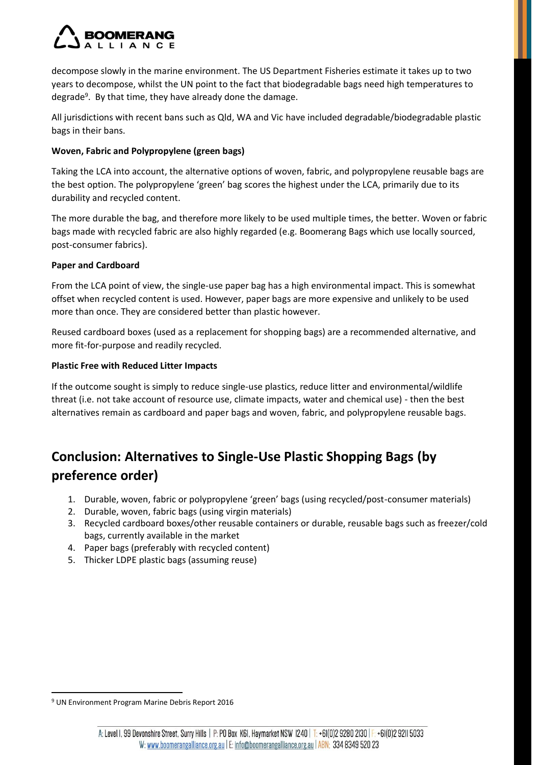decompose slowly in the marine environment. The US Department Fisheries estimate it takes up to two years to decompose, whilst the UN point to the fact that biodegradable bags need high temperatures to degrade[9]. By that time, they have already done the damage.

All jurisdictions with recent bans such as Qld, WA and Vic have included degradable/biodegradable plastic bags in their bans.

**Woven, Fabric and Polypropylene (green bags)**

Taking the LCA into account, the alternative options of woven, fabric, and polypropylene reusable bags are the best option. The polypropylene 'green' bag scores the highest under the LCA, primarily due to its durability and recycled content.

The more durable the bag, and therefore more likely to be used multiple times, the better. Woven or fabric bags made with recycled fabric are also highly regarded (e.g. Boomerang Bags which use locally sourced, post-consumer fabrics).

**Paper and Cardboard**

From the LCA point of view, the single-use paper bag has a high environmental impact. This is somewhat offset when recycled content is used. However, paper bags are more expensive and unlikely to be used more than once. They are considered better than plastic however.

Reused cardboard boxes (used as a replacement for shopping bags) are a recommended alternative, and more fit-for-purpose and readily recycled.

**Plastic Free with Reduced Litter Impacts**

If the outcome sought is simply to reduce single-use plastics, reduce litter and environmental/wildlife threat (i.e. not take account of resource use, climate impacts, water and chemical use) - then the best alternatives remain as cardboard and paper bags and woven, fabric, and polypropylene reusable bags.

## Conclusion: Alternatives to Single-Use Plastic Shopping Bags (by preference order)

1. Durable, woven, fabric or polypropylene 'green' bags (using recycled/post-consumer materials)
2. Durable, woven, fabric bags (using virgin materials)
3. Recycled cardboard boxes/other reusable containers or durable, reusable bags such as freezer/cold bags, currently available in the market
4. Paper bags (preferably with recycled content)
5. Thicker LDPE plastic bags (assuming reuse)

[9] UN Environment Program Marine Debris Report 2016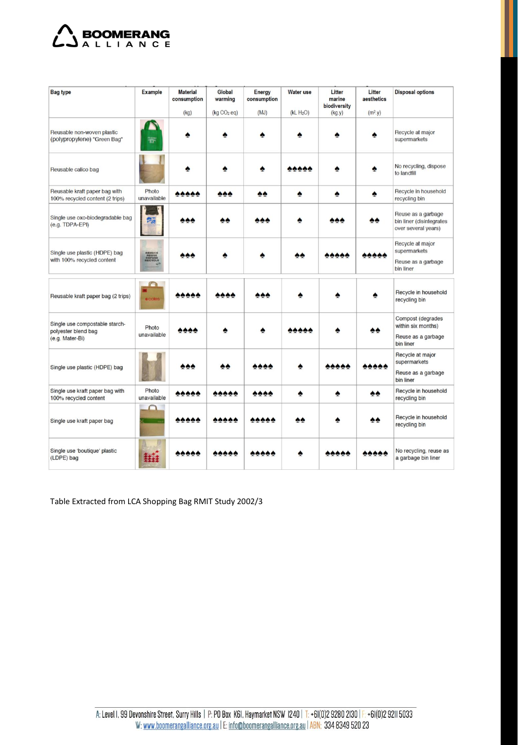| Bag type | Example | Material consumption (kg) | Global warming (kg $CO_2$ eq) | Energy consumption (MJ) | Water use (kL $H_2O$) | Litter marine biodiversity (kg.y) | Litter aesthetics ($m^2$.y) | Disposal options |
|---|---|---|---|---|---|---|---|---|
| Reusable non-woven plastic (polypropylene) "Green Bag" | | ♠ | ♠ | ♠ | ♠ | ♠ | ♠ | Recycle at major supermarkets |
| Reusable calico bag | | ♠ | ♠ | ♠ | ♠♠♠♠♠ | ♠ | ♠ | No recycling, dispose to landfill |
| Reusable kraft paper bag with 100% recycled content (2 trips) | Photo unavailable | ♠♠♠♠♠ | ♠♠♠ | ♠♠ | ♠ | ♠ | ♠ | Recycle in household recycling bin |
| Single use oxo-biodegradable bag (e.g. TDPA-EPI) | | ♠♠♠ | ♠♠ | ♠♠♠ | ♠ | ♠♠♠ | ♠♠ | Reuse as a garbage bin liner (disintegrates over several years) |
| Single use plastic (HDPE) bag with 100% recycled content | | ♠♠♠ | ♠ | ♠ | ♠♠ | ♠♠♠♠♠ | ♠♠♠♠♠ | Recycle at major supermarkets<br>Reuse as a garbage bin liner |
| Reusable kraft paper bag (2 trips) | | ♠♠♠♠♠ | ♠♠♠♠ | ♠♠♠ | ♠ | ♠ | ♠ | Recycle in household recycling bin |
| Single use compostable starch-polyester blend bag (e.g. Mater-Bi) | Photo unavailable | ♠♠♠♠ | ♠ | ♠ | ♠♠♠♠♠ | ♠ | ♠♠ | Compost (degrades within six months)<br>Reuse as a garbage bin liner |
| Single use plastic (HDPE) bag | | ♠♠♠ | ♠♠ | ♠♠♠♠ | ♠ | ♠♠♠♠♠ | ♠♠♠♠♠ | Recycle at major supermarkets<br>Reuse as a garbage bin liner |
| Single use kraft paper bag with 100% recycled content | Photo unavailable | ♠♠♠♠♠ | ♠♠♠♠♠ | ♠♠♠♠ | ♠ | ♠ | ♠♠ | Recycle in household recycling bin |
| Single use kraft paper bag | | ♠♠♠♠♠ | ♠♠♠♠♠ | ♠♠♠♠♠ | ♠♠ | ♠ | ♠♠ | Recycle in household recycling bin |
| Single use 'boutique' plastic (LDPE) bag | | ♠♠♠♠♠ | ♠♠♠♠♠ | ♠♠♠♠♠ | ♠ | ♠♠♠♠♠ | ♠♠♠♠♠ | No recycling, reuse as a garbage bin liner |

Table Extracted from LCA Shopping Bag RMIT Study 2002/3